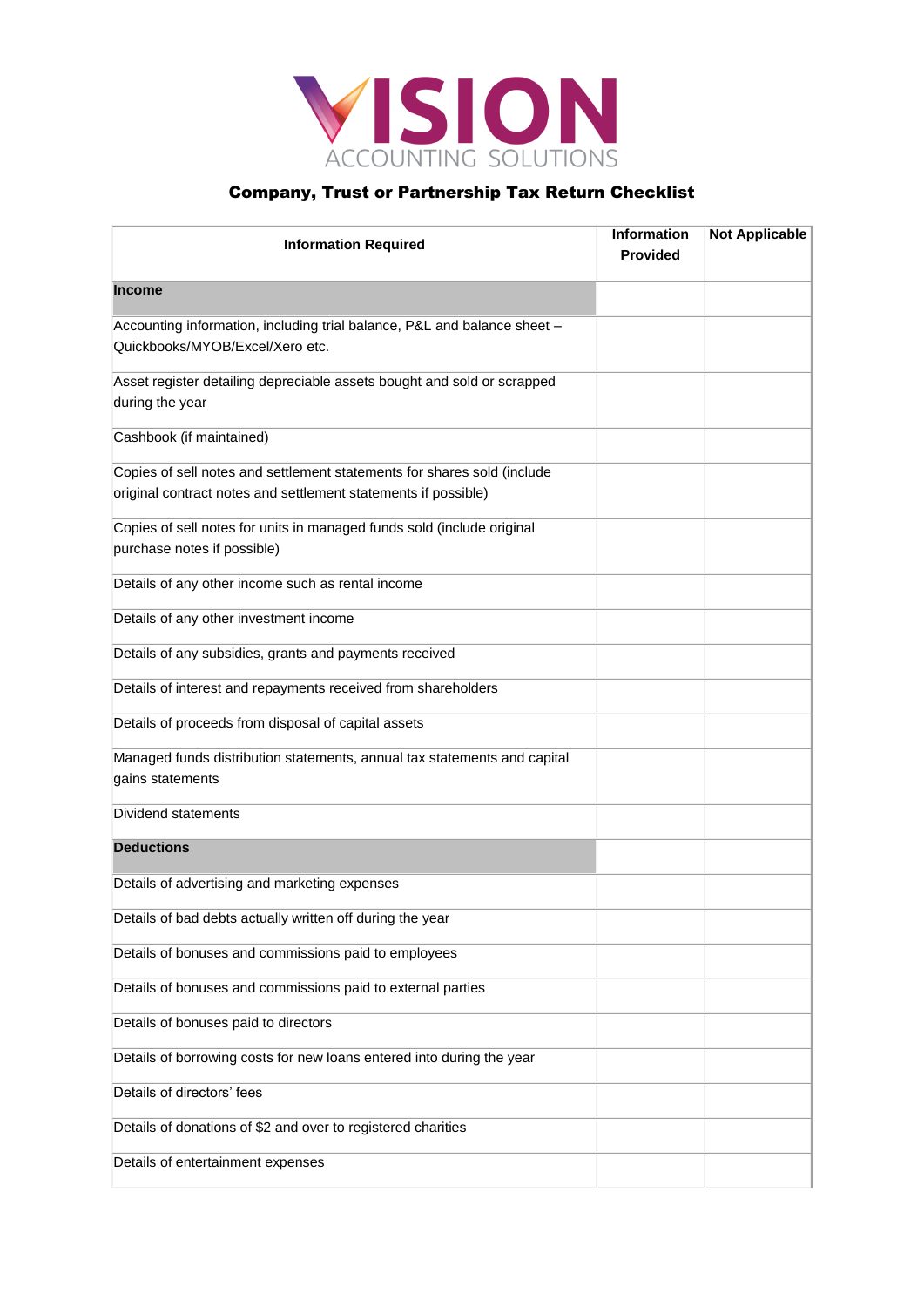VISION
ACCOUNTING SOLUTIONS

## Company, Trust or Partnership Tax Return Checklist

| Information Required | Information Provided | Not Applicable |
|---|---|---|
| **Income** | | |
| Accounting information, including trial balance, P&L and balance sheet – Quickbooks/MYOB/Excel/Xero etc. | | |
| Asset register detailing depreciable assets bought and sold or scrapped during the year | | |
| Cashbook (if maintained) | | |
| Copies of sell notes and settlement statements for shares sold (include original contract notes and settlement statements if possible) | | |
| Copies of sell notes for units in managed funds sold (include original purchase notes if possible) | | |
| Details of any other income such as rental income | | |
| Details of any other investment income | | |
| Details of any subsidies, grants and payments received | | |
| Details of interest and repayments received from shareholders | | |
| Details of proceeds from disposal of capital assets | | |
| Managed funds distribution statements, annual tax statements and capital gains statements | | |
| Dividend statements | | |
| **Deductions** | | |
| Details of advertising and marketing expenses | | |
| Details of bad debts actually written off during the year | | |
| Details of bonuses and commissions paid to employees | | |
| Details of bonuses and commissions paid to external parties | | |
| Details of bonuses paid to directors | | |
| Details of borrowing costs for new loans entered into during the year | | |
| Details of directors' fees | | |
| Details of donations of $2 and over to registered charities | | |
| Details of entertainment expenses | | |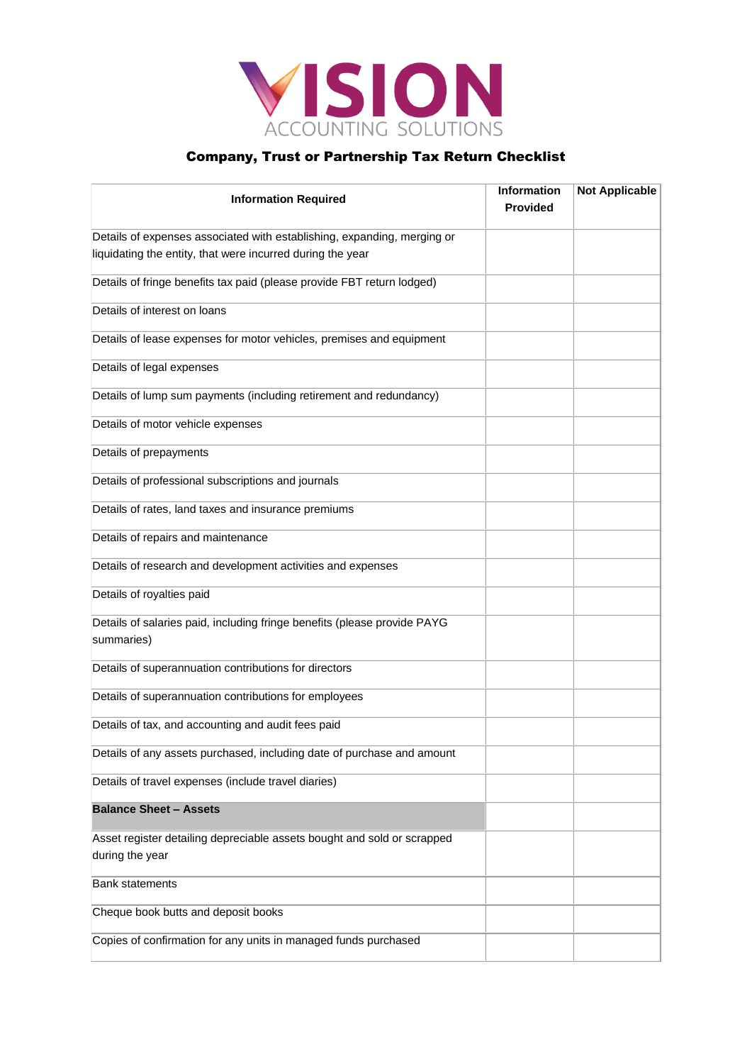VISION ACCOUNTING SOLUTIONS

## Company, Trust or Partnership Tax Return Checklist

| Information Required | Information Provided | Not Applicable |
|---|---|---|
| Details of expenses associated with establishing, expanding, merging or liquidating the entity, that were incurred during the year | | |
| Details of fringe benefits tax paid (please provide FBT return lodged) | | |
| Details of interest on loans | | |
| Details of lease expenses for motor vehicles, premises and equipment | | |
| Details of legal expenses | | |
| Details of lump sum payments (including retirement and redundancy) | | |
| Details of motor vehicle expenses | | |
| Details of prepayments | | |
| Details of professional subscriptions and journals | | |
| Details of rates, land taxes and insurance premiums | | |
| Details of repairs and maintenance | | |
| Details of research and development activities and expenses | | |
| Details of royalties paid | | |
| Details of salaries paid, including fringe benefits (please provide PAYG summaries) | | |
| Details of superannuation contributions for directors | | |
| Details of superannuation contributions for employees | | |
| Details of tax, and accounting and audit fees paid | | |
| Details of any assets purchased, including date of purchase and amount | | |
| Details of travel expenses (include travel diaries) | | |
| **Balance Sheet – Assets** | | |
| Asset register detailing depreciable assets bought and sold or scrapped during the year | | |
| Bank statements | | |
| Cheque book butts and deposit books | | |
| Copies of confirmation for any units in managed funds purchased | | |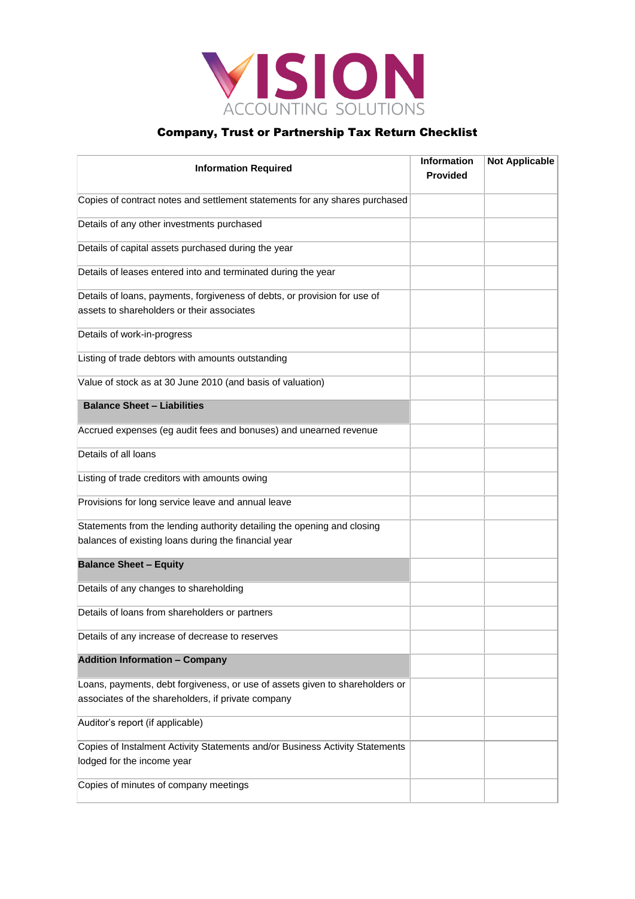# VISION ACCOUNTING SOLUTIONS

## Company, Trust or Partnership Tax Return Checklist

| Information Required | Information Provided | Not Applicable |
|---|---|---|
| Copies of contract notes and settlement statements for any shares purchased | | |
| Details of any other investments purchased | | |
| Details of capital assets purchased during the year | | |
| Details of leases entered into and terminated during the year | | |
| Details of loans, payments, forgiveness of debts, or provision for use of assets to shareholders or their associates | | |
| Details of work-in-progress | | |
| Listing of trade debtors with amounts outstanding | | |
| Value of stock as at 30 June 2010 (and basis of valuation) | | |
| **Balance Sheet – Liabilities** | | |
| Accrued expenses (eg audit fees and bonuses) and unearned revenue | | |
| Details of all loans | | |
| Listing of trade creditors with amounts owing | | |
| Provisions for long service leave and annual leave | | |
| Statements from the lending authority detailing the opening and closing balances of existing loans during the financial year | | |
| **Balance Sheet – Equity** | | |
| Details of any changes to shareholding | | |
| Details of loans from shareholders or partners | | |
| Details of any increase of decrease to reserves | | |
| **Addition Information – Company** | | |
| Loans, payments, debt forgiveness, or use of assets given to shareholders or associates of the shareholders, if private company | | |
| Auditor's report (if applicable) | | |
| Copies of Instalment Activity Statements and/or Business Activity Statements lodged for the income year | | |
| Copies of minutes of company meetings | | |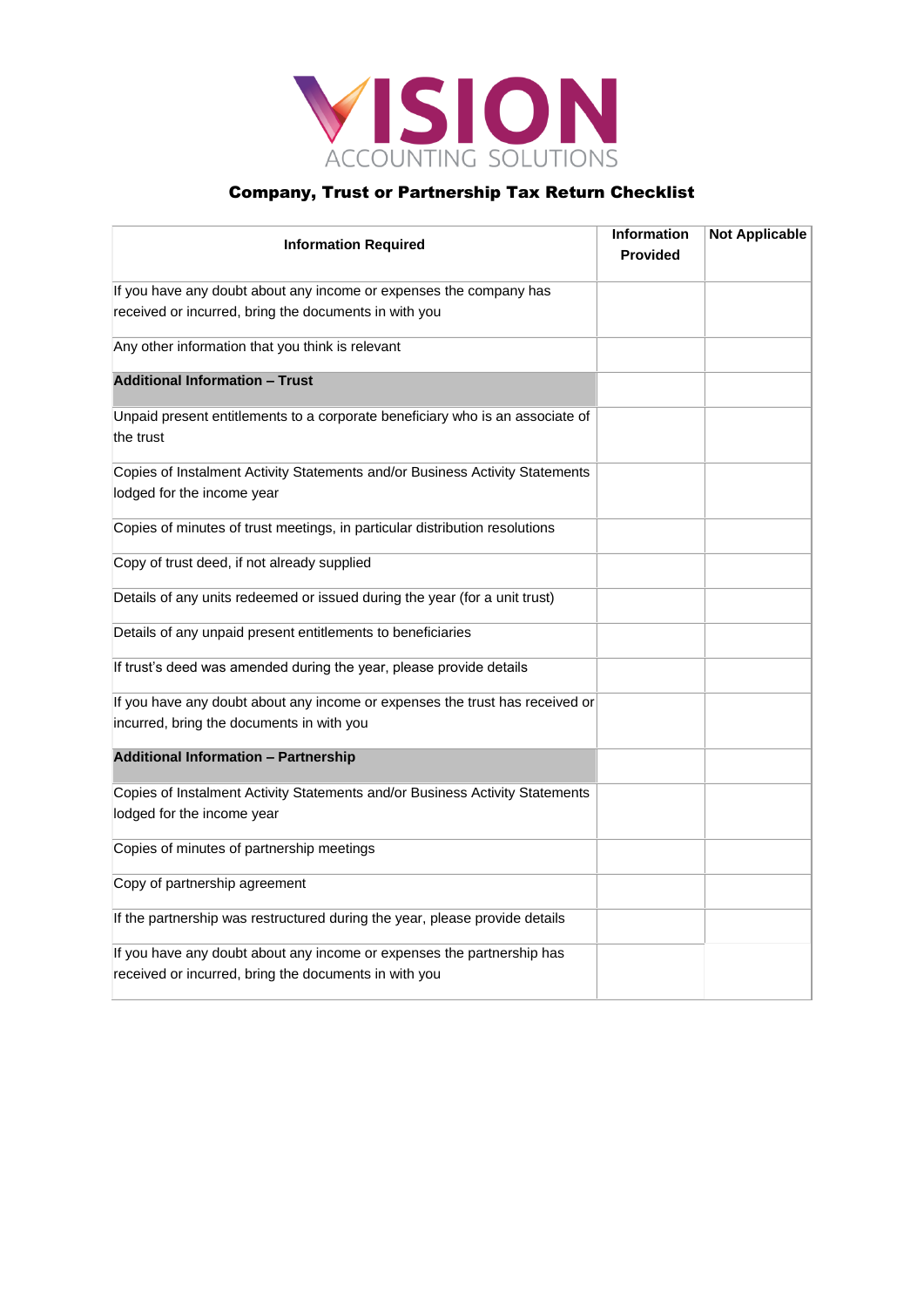VISION ACCOUNTING SOLUTIONS

## Company, Trust or Partnership Tax Return Checklist

| Information Required | Information Provided | Not Applicable |
|---|---|---|
| If you have any doubt about any income or expenses the company has received or incurred, bring the documents in with you | | |
| Any other information that you think is relevant | | |
| **Additional Information – Trust** | | |
| Unpaid present entitlements to a corporate beneficiary who is an associate of the trust | | |
| Copies of Instalment Activity Statements and/or Business Activity Statements lodged for the income year | | |
| Copies of minutes of trust meetings, in particular distribution resolutions | | |
| Copy of trust deed, if not already supplied | | |
| Details of any units redeemed or issued during the year (for a unit trust) | | |
| Details of any unpaid present entitlements to beneficiaries | | |
| If trust's deed was amended during the year, please provide details | | |
| If you have any doubt about any income or expenses the trust has received or incurred, bring the documents in with you | | |
| **Additional Information – Partnership** | | |
| Copies of Instalment Activity Statements and/or Business Activity Statements lodged for the income year | | |
| Copies of minutes of partnership meetings | | |
| Copy of partnership agreement | | |
| If the partnership was restructured during the year, please provide details | | |
| If you have any doubt about any income or expenses the partnership has received or incurred, bring the documents in with you | | |